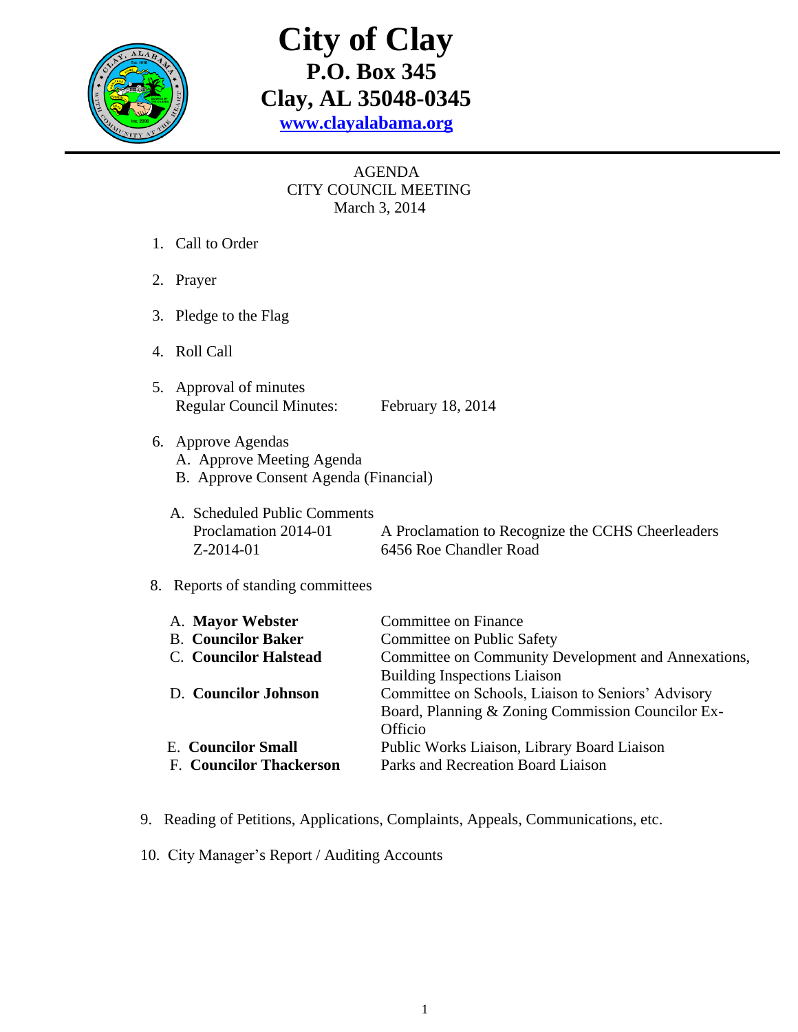# City of Clay

## P.O. Box 345
## Clay, AL 35048-0345

**[www.clayalabama.org](http://www.clayalabama.org)**

AGENDA
CITY COUNCIL MEETING
March 3, 2014

1. Call to Order

2. Prayer

3. Pledge to the Flag

4. Roll Call

5. Approval of minutes
   Regular Council Minutes: February 18, 2014

6. Approve Agendas
   A. Approve Meeting Agenda
   B. Approve Consent Agenda (Financial)

   A. Scheduled Public Comments
   Proclamation 2014-01 — A Proclamation to Recognize the CCHS Cheerleaders
   Z-2014-01 — 6456 Roe Chandler Road

8. Reports of standing committees

| | |
|---|---|
| A. **Mayor Webster** | Committee on Finance |
| B. **Councilor Baker** | Committee on Public Safety |
| C. **Councilor Halstead** | Committee on Community Development and Annexations, Building Inspections Liaison |
| D. **Councilor Johnson** | Committee on Schools, Liaison to Seniors' Advisory Board, Planning & Zoning Commission Councilor Ex-Officio |
| E. **Councilor Small** | Public Works Liaison, Library Board Liaison |
| F. **Councilor Thackerson** | Parks and Recreation Board Liaison |

9. Reading of Petitions, Applications, Complaints, Appeals, Communications, etc.

10. City Manager's Report / Auditing Accounts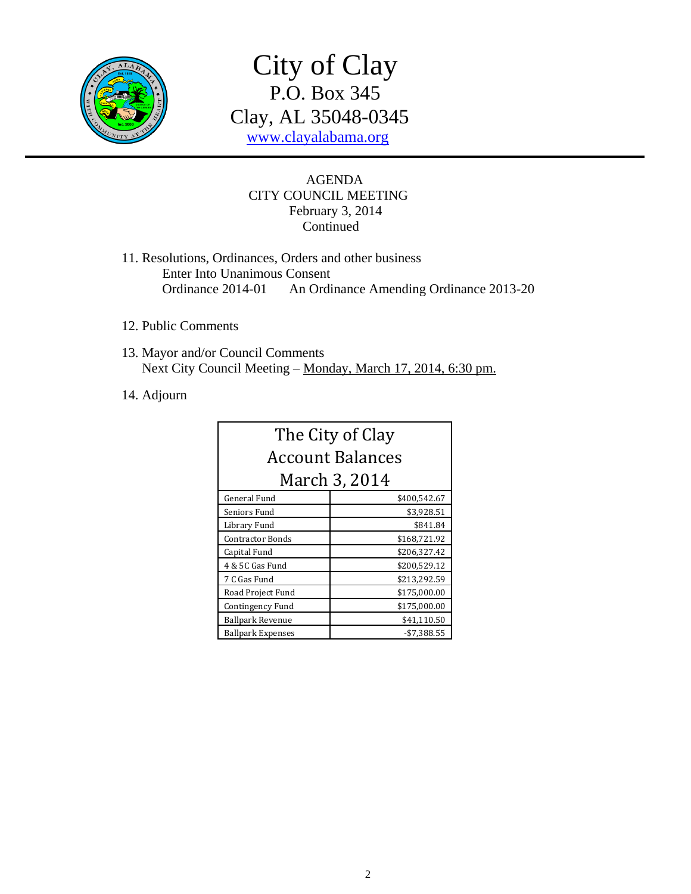# City of Clay

P.O. Box 345

Clay, AL 35048-0345

www.clayalabama.org

AGENDA

CITY COUNCIL MEETING

February 3, 2014

Continued

11. Resolutions, Ordinances, Orders and other business

    Enter Into Unanimous Consent

    Ordinance 2014-01 An Ordinance Amending Ordinance 2013-20

12. Public Comments

13. Mayor and/or Council Comments

    Next City Council Meeting – Monday, March 17, 2014, 6:30 pm.

14. Adjourn

| The City of Clay Account Balances March 3, 2014 | |
|---|---|
| General Fund | $400,542.67 |
| Seniors Fund | $3,928.51 |
| Library Fund | $841.84 |
| Contractor Bonds | $168,721.92 |
| Capital Fund | $206,327.42 |
| 4 & 5C Gas Fund | $200,529.12 |
| 7 C Gas Fund | $213,292.59 |
| Road Project Fund | $175,000.00 |
| Contingency Fund | $175,000.00 |
| Ballpark Revenue | $41,110.50 |
| Ballpark Expenses | -$7,388.55 |